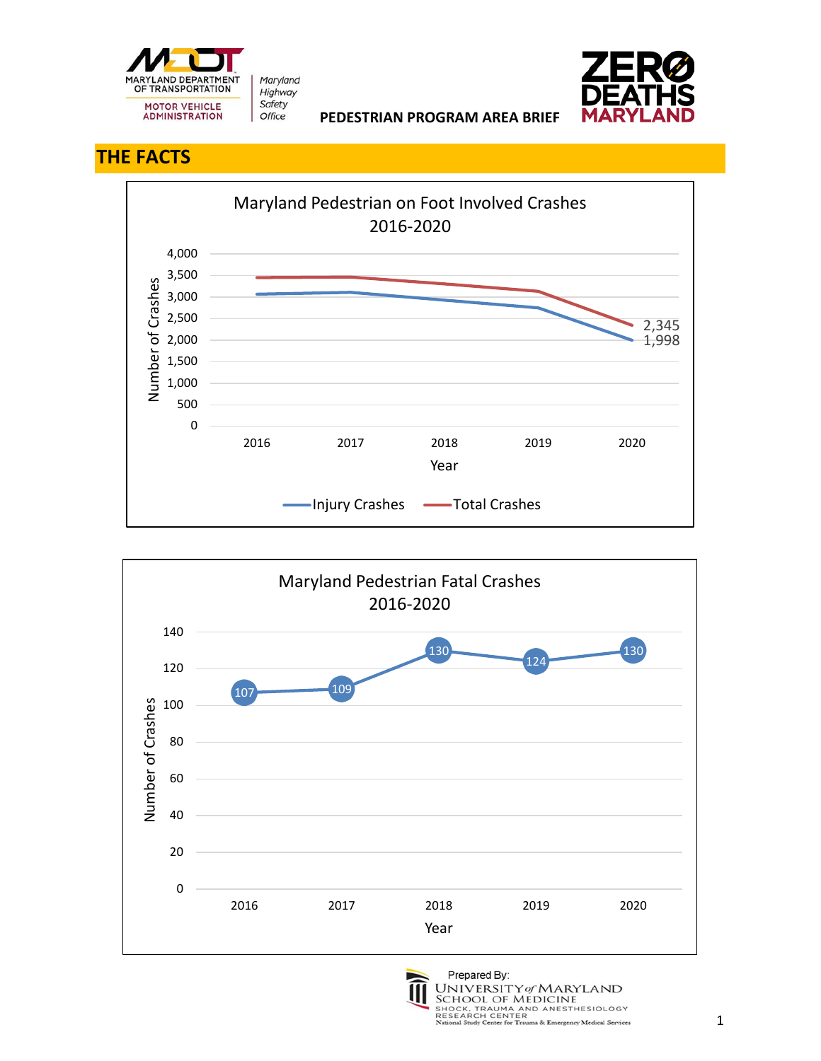MARYLAND DEPARTMENT OF TRANSPORTATION
MOTOR VEHICLE ADMINISTRATION

Maryland Highway Safety Office

**PEDESTRIAN PROGRAM AREA BRIEF**

ZERO DEATHS MARYLAND

## THE FACTS

Maryland Pedestrian on Foot Involved Crashes
2016-2020

Number of Crashes
4,000
3,500
3,000
2,500
2,000
1,500
1,000
500
0

2016
2017
2018
2019
2020

Year

2,345
1,998

Injury Crashes
Total Crashes

Maryland Pedestrian Fatal Crashes
2016-2020

Number of Crashes
140
120
100
80
60
40
20
0

107
109
130
124
130

2016
2017
2018
2019
2020

Year

Prepared By:
University of Maryland School of Medicine
Shock, Trauma and Anesthesiology Research Center
National Study Center for Trauma & Emergency Medical Services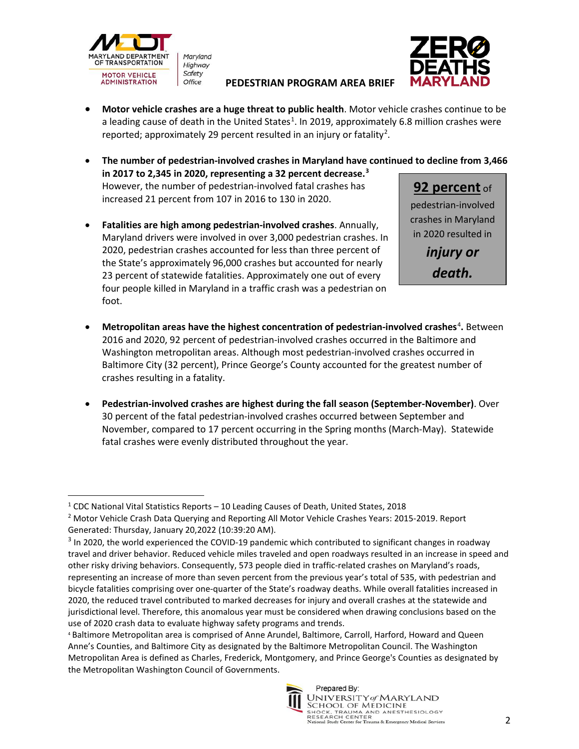## PEDESTRIAN PROGRAM AREA BRIEF

- **Motor vehicle crashes are a huge threat to public health**. Motor vehicle crashes continue to be a leading cause of death in the United States[1]. In 2019, approximately 6.8 million crashes were reported; approximately 29 percent resulted in an injury or fatality[2].

- **The number of pedestrian-involved crashes in Maryland have continued to decline from 3,466 in 2017 to 2,345 in 2020, representing a 32 percent decrease.[3]** However, the number of pedestrian-involved fatal crashes has increased 21 percent from 107 in 2016 to 130 in 2020.

- **Fatalities are high among pedestrian-involved crashes**. Annually, Maryland drivers were involved in over 3,000 pedestrian crashes. In 2020, pedestrian crashes accounted for less than three percent of the State's approximately 96,000 crashes but accounted for nearly 23 percent of statewide fatalities. Approximately one out of every four people killed in Maryland in a traffic crash was a pedestrian on foot.

> **92 percent** of pedestrian-involved crashes in Maryland in 2020 resulted in ***injury or death.***

- **Metropolitan areas have the highest concentration of pedestrian-involved crashes[4].** Between 2016 and 2020, 92 percent of pedestrian-involved crashes occurred in the Baltimore and Washington metropolitan areas. Although most pedestrian-involved crashes occurred in Baltimore City (32 percent), Prince George's County accounted for the greatest number of crashes resulting in a fatality.

- **Pedestrian-involved crashes are highest during the fall season (September-November)**. Over 30 percent of the fatal pedestrian-involved crashes occurred between September and November, compared to 17 percent occurring in the Spring months (March-May). Statewide fatal crashes were evenly distributed throughout the year.

---

[1] CDC National Vital Statistics Reports – 10 Leading Causes of Death, United States, 2018

[2] Motor Vehicle Crash Data Querying and Reporting All Motor Vehicle Crashes Years: 2015-2019. Report Generated: Thursday, January 20,2022 (10:39:20 AM).

[3] In 2020, the world experienced the COVID-19 pandemic which contributed to significant changes in roadway travel and driver behavior. Reduced vehicle miles traveled and open roadways resulted in an increase in speed and other risky driving behaviors. Consequently, 573 people died in traffic-related crashes on Maryland's roads, representing an increase of more than seven percent from the previous year's total of 535, with pedestrian and bicycle fatalities comprising over one-quarter of the State's roadway deaths. While overall fatalities increased in 2020, the reduced travel contributed to marked decreases for injury and overall crashes at the statewide and jurisdictional level. Therefore, this anomalous year must be considered when drawing conclusions based on the use of 2020 crash data to evaluate highway safety programs and trends.

[4] Baltimore Metropolitan area is comprised of Anne Arundel, Baltimore, Carroll, Harford, Howard and Queen Anne's Counties, and Baltimore City as designated by the Baltimore Metropolitan Council. The Washington Metropolitan Area is defined as Charles, Frederick, Montgomery, and Prince George's Counties as designated by the Metropolitan Washington Council of Governments.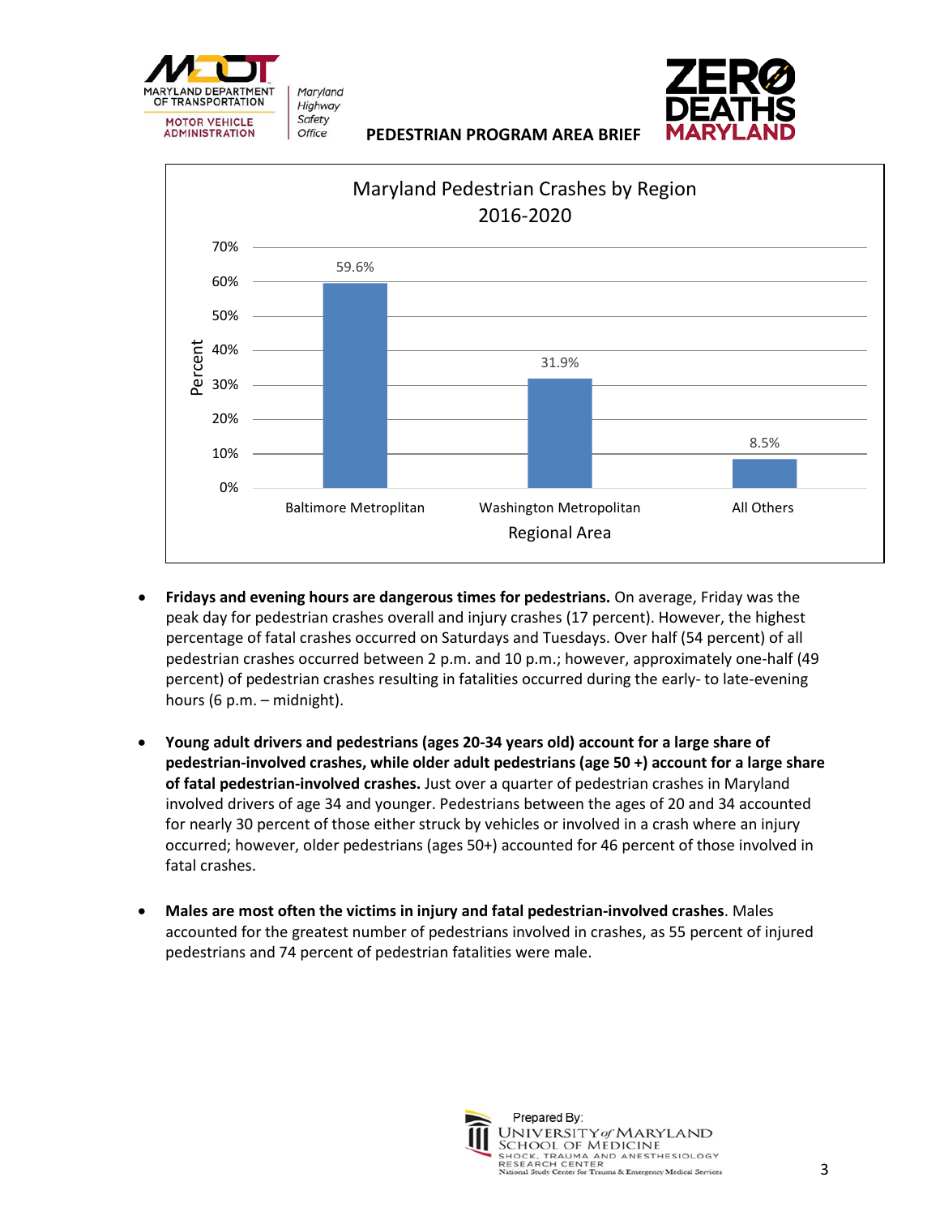PEDESTRIAN PROGRAM AREA BRIEF

Maryland Pedestrian Crashes by Region
2016-2020

Percent

70%
60%
50%
40%
30%
20%
10%
0%

59.6%
31.9%
8.5%

Baltimore Metroplitan
Washington Metropolitan
All Others

Regional Area

- **Fridays and evening hours are dangerous times for pedestrians.** On average, Friday was the peak day for pedestrian crashes overall and injury crashes (17 percent). However, the highest percentage of fatal crashes occurred on Saturdays and Tuesdays. Over half (54 percent) of all pedestrian crashes occurred between 2 p.m. and 10 p.m.; however, approximately one-half (49 percent) of pedestrian crashes resulting in fatalities occurred during the early- to late-evening hours (6 p.m. – midnight).

- **Young adult drivers and pedestrians (ages 20-34 years old) account for a large share of pedestrian-involved crashes, while older adult pedestrians (age 50 +) account for a large share of fatal pedestrian-involved crashes.** Just over a quarter of pedestrian crashes in Maryland involved drivers of age 34 and younger. Pedestrians between the ages of 20 and 34 accounted for nearly 30 percent of those either struck by vehicles or involved in a crash where an injury occurred; however, older pedestrians (ages 50+) accounted for 46 percent of those involved in fatal crashes.

- **Males are most often the victims in injury and fatal pedestrian-involved crashes**. Males accounted for the greatest number of pedestrians involved in crashes, as 55 percent of injured pedestrians and 74 percent of pedestrian fatalities were male.

Prepared By:
University of Maryland School of Medicine
Shock, Trauma and Anesthesiology Research Center
National Study Center for Trauma & Emergency Medical Services